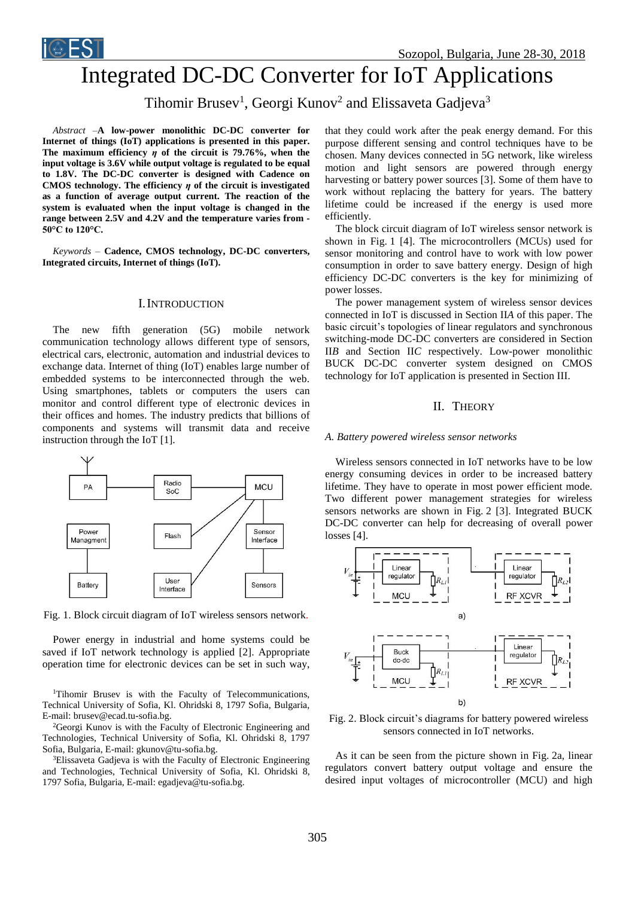# Integrated DC-DC Converter for IoT Applications

Tihomir Brusev[1], Georgi Kunov[2] and Elissaveta Gadjeva[3]

*Abstract* – **A low-power monolithic DC-DC converter for Internet of things (IoT) applications is presented in this paper. The maximum efficiency $\eta$ of the circuit is 79.76%, when the input voltage is 3.6V while output voltage is regulated to be equal to 1.8V. The DC-DC converter is designed with Cadence on CMOS technology. The efficiency $\eta$ of the circuit is investigated as a function of average output current. The reaction of the system is evaluated when the input voltage is changed in the range between 2.5V and 4.2V and the temperature varies from -50°C to 120°C.**

*Keywords* – **Cadence, CMOS technology, DC-DC converters, Integrated circuits, Internet of things (IoT).**

## I. Introduction

The new fifth generation (5G) mobile network communication technology allows different type of sensors, electrical cars, electronic, automation and industrial devices to exchange data. Internet of thing (IoT) enables large number of embedded systems to be interconnected through the web. Using smartphones, tablets or computers the users can monitor and control different type of electronic devices in their offices and homes. The industry predicts that billions of components and systems will transmit data and receive instruction through the IoT [1].

Fig. 1. Block circuit diagram of IoT wireless sensors network.

Power energy in industrial and home systems could be saved if IoT network technology is applied [2]. Appropriate operation time for electronic devices can be set in such way, that they could work after the peak energy demand. For this purpose different sensing and control techniques have to be chosen. Many devices connected in 5G network, like wireless motion and light sensors are powered through energy harvesting or battery power sources [3]. Some of them have to work without replacing the battery for years. The battery lifetime could be increased if the energy is used more efficiently.

The block circuit diagram of IoT wireless sensor network is shown in Fig. 1 [4]. The microcontrollers (MCUs) used for sensor monitoring and control have to work with low power consumption in order to save battery energy. Design of high efficiency DC-DC converters is the key for minimizing of power losses.

The power management system of wireless sensor devices connected in IoT is discussed in Section II*A* of this paper. The basic circuit's topologies of linear regulators and synchronous switching-mode DC-DC converters are considered in Section II*B* and Section II*C* respectively. Low-power monolithic BUCK DC-DC converter system designed on CMOS technology for IoT application is presented in Section III.

## II. Theory

### *A. Battery powered wireless sensor networks*

Wireless sensors connected in IoT networks have to be low energy consuming devices in order to be increased battery lifetime. They have to operate in most power efficient mode. Two different power management strategies for wireless sensors networks are shown in Fig. 2 [3]. Integrated BUCK DC-DC converter can help for decreasing of overall power losses [4].

Fig. 2. Block circuit's diagrams for battery powered wireless sensors connected in IoT networks.

As it can be seen from the picture shown in Fig. 2a, linear regulators convert battery output voltage and ensure the desired input voltages of microcontroller (MCU) and high

[1]Tihomir Brusev is with the Faculty of Telecommunications, Technical University of Sofia, Kl. Ohridski 8, 1797 Sofia, Bulgaria, E-mail: brusev@ecad.tu-sofia.bg.

[2]Georgi Kunov is with the Faculty of Electronic Engineering and Technologies, Technical University of Sofia, Kl. Ohridski 8, 1797 Sofia, Bulgaria, E-mail: gkunov@tu-sofia.bg.

[3]Elissaveta Gadjeva is with the Faculty of Electronic Engineering and Technologies, Technical University of Sofia, Kl. Ohridski 8, 1797 Sofia, Bulgaria, E-mail: egadjeva@tu-sofia.bg.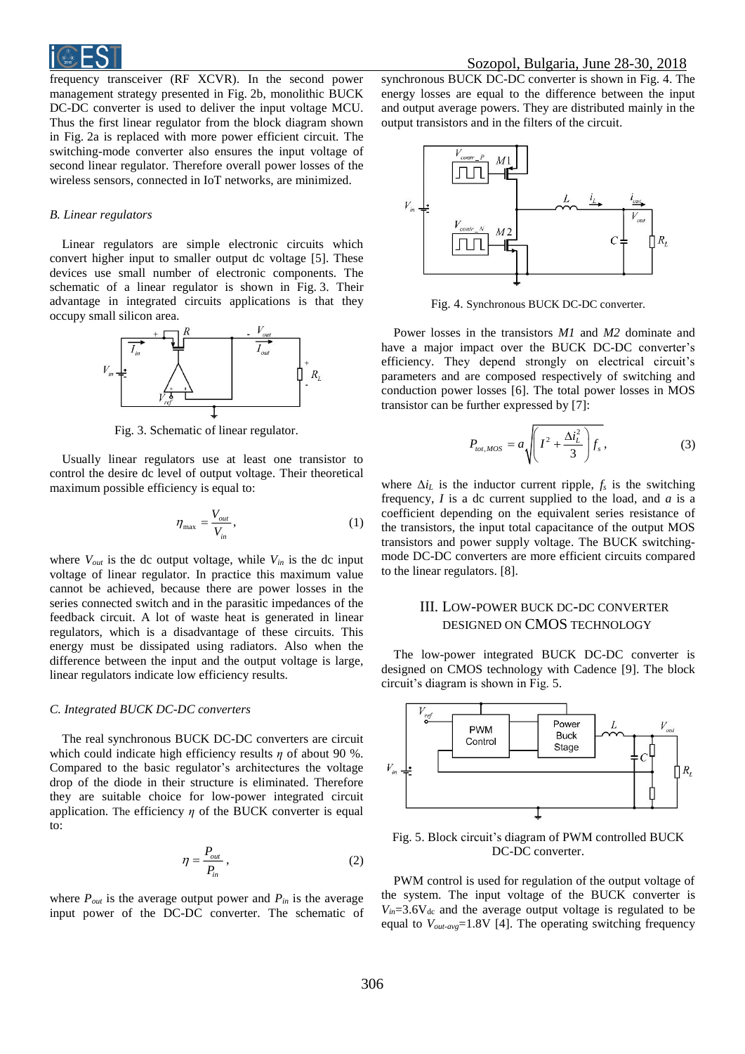frequency transceiver (RF XCVR). In the second power management strategy presented in Fig. 2b, monolithic BUCK DC-DC converter is used to deliver the input voltage MCU. Thus the first linear regulator from the block diagram shown in Fig. 2a is replaced with more power efficient circuit. The switching-mode converter also ensures the input voltage of second linear regulator. Therefore overall power losses of the wireless sensors, connected in IoT networks, are minimized.

### *B. Linear regulators*

Linear regulators are simple electronic circuits which convert higher input to smaller output dc voltage [5]. These devices use small number of electronic components. The schematic of a linear regulator is shown in Fig. 3. Their advantage in integrated circuits applications is that they occupy small silicon area.

Fig. 3. Schematic of linear regulator.

Usually linear regulators use at least one transistor to control the desire dc level of output voltage. Their theoretical maximum possible efficiency is equal to:

$$\eta_{\max} = \frac{V_{out}}{V_{in}}, \tag{1}$$

where $V_{out}$ is the dc output voltage, while $V_{in}$ is the dc input voltage of linear regulator. In practice this maximum value cannot be achieved, because there are power losses in the series connected switch and in the parasitic impedances of the feedback circuit. A lot of waste heat is generated in linear regulators, which is a disadvantage of these circuits. This energy must be dissipated using radiators. Also when the difference between the input and the output voltage is large, linear regulators indicate low efficiency results.

### *C. Integrated BUCK DC-DC converters*

The real synchronous BUCK DC-DC converters are circuit which could indicate high efficiency results $\eta$ of about 90 %. Compared to the basic regulator's architectures the voltage drop of the diode in their structure is eliminated. Therefore they are suitable choice for low-power integrated circuit application. The efficiency $\eta$ of the BUCK converter is equal to:

$$\eta = \frac{P_{out}}{P_{in}}, \tag{2}$$

where $P_{out}$ is the average output power and $P_{in}$ is the average input power of the DC-DC converter. The schematic of synchronous BUCK DC-DC converter is shown in Fig. 4. The energy losses are equal to the difference between the input and output average powers. They are distributed mainly in the output transistors and in the filters of the circuit.

Fig. 4. Synchronous BUCK DC-DC converter.

Power losses in the transistors *M1* and *M2* dominate and have a major impact over the BUCK DC-DC converter's efficiency. They depend strongly on electrical circuit's parameters and are composed respectively of switching and conduction power losses [6]. The total power losses in MOS transistor can be further expressed by [7]:

$$P_{tot,MOS} = a\sqrt{\left(I^2 + \frac{\Delta i_L^2}{3}\right)f_s}, \tag{3}$$

where $\Delta i_L$ is the inductor current ripple, $f_s$ is the switching frequency, $I$ is a dc current supplied to the load, and $a$ is a coefficient depending on the equivalent series resistance of the transistors, the input total capacitance of the output MOS transistors and power supply voltage. The BUCK switching-mode DC-DC converters are more efficient circuits compared to the linear regulators. [8].

## III. Low-power BUCK DC-DC converter designed on CMOS technology

The low-power integrated BUCK DC-DC converter is designed on CMOS technology with Cadence [9]. The block circuit's diagram is shown in Fig. 5.

Fig. 5. Block circuit's diagram of PWM controlled BUCK DC-DC converter.

PWM control is used for regulation of the output voltage of the system. The input voltage of the BUCK converter is $V_{in}$=3.6V$_{dc}$ and the average output voltage is regulated to be equal to $V_{out\text{-}avg}$=1.8V [4]. The operating switching frequency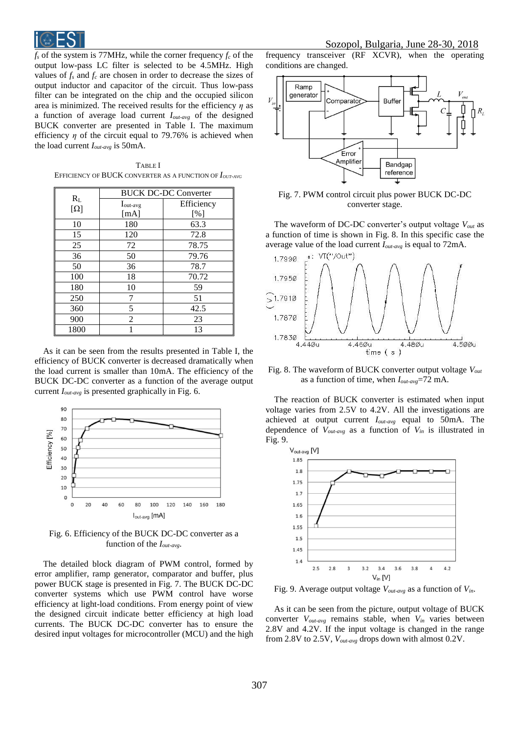$f_s$ of the system is 77MHz, while the corner frequency $f_c$ of the output low-pass LC filter is selected to be 4.5MHz. High values of $f_s$ and $f_c$ are chosen in order to decrease the sizes of output inductor and capacitor of the circuit. Thus low-pass filter can be integrated on the chip and the occupied silicon area is minimized. The received results for the efficiency $\eta$ as a function of average load current $I_{out\text{-}avg}$ of the designed BUCK converter are presented in Table I. The maximum efficiency $\eta$ of the circuit equal to 79.76% is achieved when the load current $I_{out\text{-}avg}$ is 50mA.

TABLE I
EFFICIENCY OF BUCK CONVERTER AS A FUNCTION OF $I_{OUT\text{-}AVG}$

| $R_L$ [Ω] | BUCK DC-DC Converter | |
|---|---|---|
| | $I_{out\text{-}avg}$ [mA] | Efficiency [%] |
| 10 | 180 | 63.3 |
| 15 | 120 | 72.8 |
| 25 | 72 | 78.75 |
| 36 | 50 | 79.76 |
| 50 | 36 | 78.7 |
| 100 | 18 | 70.72 |
| 180 | 10 | 59 |
| 250 | 7 | 51 |
| 360 | 5 | 42.5 |
| 900 | 2 | 23 |
| 1800 | 1 | 13 |

As it can be seen from the results presented in Table I, the efficiency of BUCK converter is decreased dramatically when the load current is smaller than 10mA. The efficiency of the BUCK DC-DC converter as a function of the average output current $I_{out\text{-}avg}$ is presented graphically in Fig. 6.

Fig. 6. Efficiency of the BUCK DC-DC converter as a function of the $I_{out\text{-}avg}$.

The detailed block diagram of PWM control, formed by error amplifier, ramp generator, comparator and buffer, plus power BUCK stage is presented in Fig. 7. The BUCK DC-DC converter systems which use PWM control have worse efficiency at light-load conditions. From energy point of view the designed circuit indicate better efficiency at high load currents. The BUCK DC-DC converter has to ensure the desired input voltages for microcontroller (MCU) and the high frequency transceiver (RF XCVR), when the operating conditions are changed.

Fig. 7. PWM control circuit plus power BUCK DC-DC converter stage.

The waveform of DC-DC converter's output voltage $V_{out}$ as a function of time is shown in Fig. 8. In this specific case the average value of the load current $I_{out\text{-}avg}$ is equal to 72mA.

Fig. 8. The waveform of BUCK converter output voltage $V_{out}$ as a function of time, when $I_{out\text{-}avg}$=72 mA.

The reaction of BUCK converter is estimated when input voltage varies from 2.5V to 4.2V. All the investigations are achieved at output current $I_{out\text{-}avg}$ equal to 50mA. The dependence of $V_{out\text{-}avg}$ as a function of $V_{in}$ is illustrated in Fig. 9.

Fig. 9. Average output voltage $V_{out\text{-}avg}$ as a function of $V_{in}$.

As it can be seen from the picture, output voltage of BUCK converter $V_{out\text{-}avg}$ remains stable, when $V_{in}$ varies between 2.8V and 4.2V. If the input voltage is changed in the range from 2.8V to 2.5V, $V_{out\text{-}avg}$ drops down with almost 0.2V.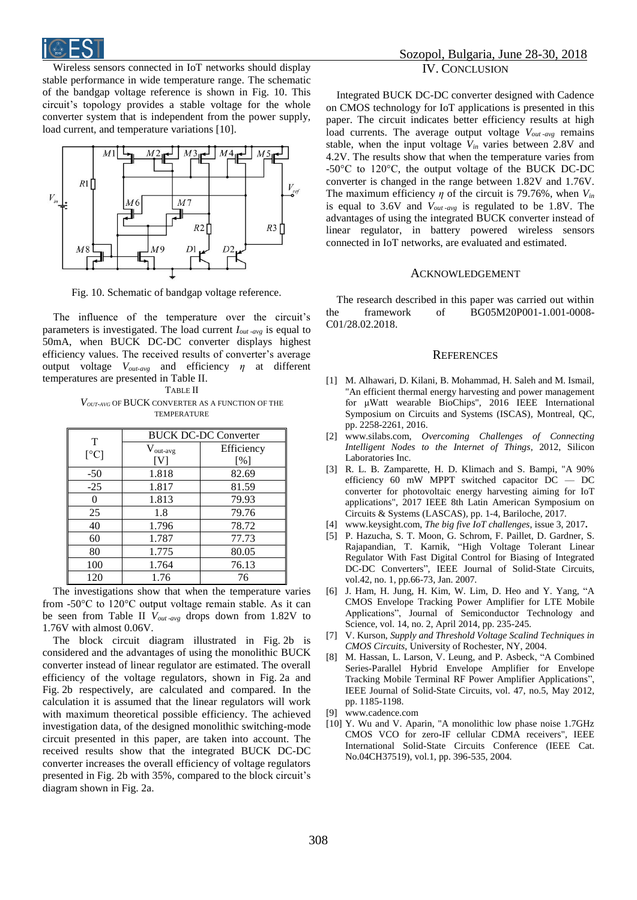Wireless sensors connected in IoT networks should display stable performance in wide temperature range. The schematic of the bandgap voltage reference is shown in Fig. 10. This circuit's topology provides a stable voltage for the whole converter system that is independent from the power supply, load current, and temperature variations [10].

M1
M2
M3
M4
M5
R1
$V_{in}$
$V_{ref}$
M6
M7
R2
R3
M8
M9
D1
D2

Fig. 10. Schematic of bandgap voltage reference.

The influence of the temperature over the circuit's parameters is investigated. The load current $I_{out\text{-}avg}$ is equal to 50mA, when BUCK DC-DC converter displays highest efficiency values. The received results of converter's average output voltage $V_{out\text{-}avg}$ and efficiency $\eta$ at different temperatures are presented in Table II.

TABLE II

$V_{OUT\text{-}AVG}$ OF BUCK CONVERTER AS A FUNCTION OF THE TEMPERATURE

| T [°C] | BUCK DC-DC Converter | |
|---|---|---|
| | $V_{out\text{-}avg}$ [V] | Efficiency [%] |
| -50 | 1.818 | 82.69 |
| -25 | 1.817 | 81.59 |
| 0 | 1.813 | 79.93 |
| 25 | 1.8 | 79.76 |
| 40 | 1.796 | 78.72 |
| 60 | 1.787 | 77.73 |
| 80 | 1.775 | 80.05 |
| 100 | 1.764 | 76.13 |
| 120 | 1.76 | 76 |

The investigations show that when the temperature varies from -50°C to 120°C output voltage remain stable. As it can be seen from Table II $V_{out\text{-}avg}$ drops down from 1.82V to 1.76V with almost 0.06V.

The block circuit diagram illustrated in Fig. 2b is considered and the advantages of using the monolithic BUCK converter instead of linear regulator are estimated. The overall efficiency of the voltage regulators, shown in Fig. 2a and Fig. 2b respectively, are calculated and compared. In the calculation it is assumed that the linear regulators will work with maximum theoretical possible efficiency. The achieved investigation data, of the designed monolithic switching-mode circuit presented in this paper, are taken into account. The received results show that the integrated BUCK DC-DC converter increases the overall efficiency of voltage regulators presented in Fig. 2b with 35%, compared to the block circuit's diagram shown in Fig. 2a.

## IV. Conclusion

Integrated BUCK DC-DC converter designed with Cadence on CMOS technology for IoT applications is presented in this paper. The circuit indicates better efficiency results at high load currents. The average output voltage $V_{out\text{-}avg}$ remains stable, when the input voltage $V_{in}$ varies between 2.8V and 4.2V. The results show that when the temperature varies from -50°C to 120°C, the output voltage of the BUCK DC-DC converter is changed in the range between 1.82V and 1.76V. The maximum efficiency $\eta$ of the circuit is 79.76%, when $V_{in}$ is equal to 3.6V and $V_{out\text{-}avg}$ is regulated to be 1.8V. The advantages of using the integrated BUCK converter instead of linear regulator, in battery powered wireless sensors connected in IoT networks, are evaluated and estimated.

## Acknowledgement

The research described in this paper was carried out within the framework of BG05M20P001-1.001-0008-C01/28.02.2018.

## References

[1] M. Alhawari, D. Kilani, B. Mohammad, H. Saleh and M. Ismail, "An efficient thermal energy harvesting and power management for µWatt wearable BioChips", 2016 IEEE International Symposium on Circuits and Systems (ISCAS), Montreal, QC, pp. 2258-2261, 2016.

[2] www.silabs.com, *Overcoming Challenges of Connecting Intelligent Nodes to the Internet of Things*, 2012, Silicon Laboratories Inc.

[3] R. L. B. Zamparette, H. D. Klimach and S. Bampi, "A 90% efficiency 60 mW MPPT switched capacitor DC — DC converter for photovoltaic energy harvesting aiming for IoT applications", 2017 IEEE 8th Latin American Symposium on Circuits & Systems (LASCAS), pp. 1-4, Bariloche, 2017.

[4] www.keysight.com, *The big five IoT challenges*, issue 3, 2017.

[5] P. Hazucha, S. T. Moon, G. Schrom, F. Paillet, D. Gardner, S. Rajapandian, T. Karnik, "High Voltage Tolerant Linear Regulator With Fast Digital Control for Biasing of Integrated DC-DC Converters", IEEE Journal of Solid-State Circuits, vol.42, no. 1, pp.66-73, Jan. 2007.

[6] J. Ham, H. Jung, H. Kim, W. Lim, D. Heo and Y. Yang, "A CMOS Envelope Tracking Power Amplifier for LTE Mobile Applications", Journal of Semiconductor Technology and Science, vol. 14, no. 2, April 2014, pp. 235-245.

[7] V. Kurson, *Supply and Threshold Voltage Scalind Techniques in CMOS Circuits*, University of Rochester, NY, 2004.

[8] M. Hassan, L. Larson, V. Leung, and P. Asbeck, "A Combined Series-Parallel Hybrid Envelope Amplifier for Envelope Tracking Mobile Terminal RF Power Amplifier Applications", IEEE Journal of Solid-State Circuits, vol. 47, no.5, May 2012, pp. 1185-1198.

[9] www.cadence.com

[10] Y. Wu and V. Aparin, "A monolithic low phase noise 1.7GHz CMOS VCO for zero-IF cellular CDMA receivers", IEEE International Solid-State Circuits Conference (IEEE Cat. No.04CH37519), vol.1, pp. 396-535, 2004.